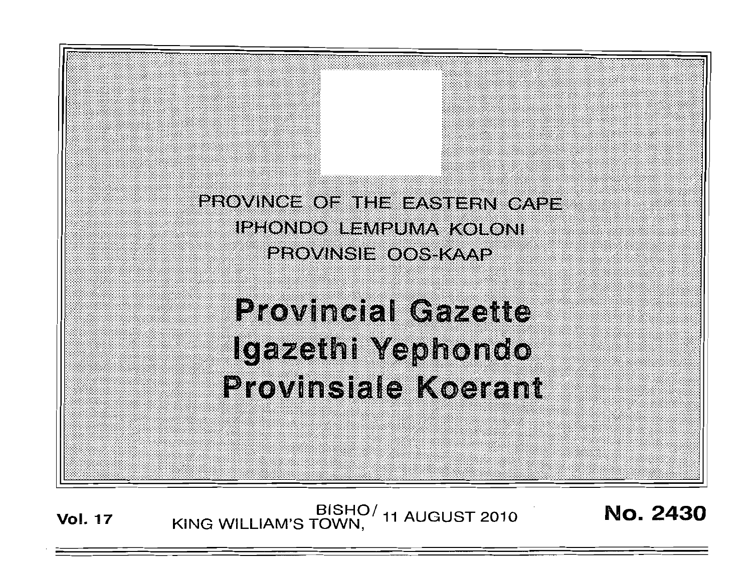PROVINCE OF THE EASTERN CAPE
IPHONDO LEMPUMA KOLONI
PROVINSIE OOS-KAAP

# Provincial Gazette
# Igazethi Yephondo
# Provinsiale Koerant

**Vol. 17** BISHO/ KING WILLIAM'S TOWN, 11 AUGUST 2010 **No. 2430**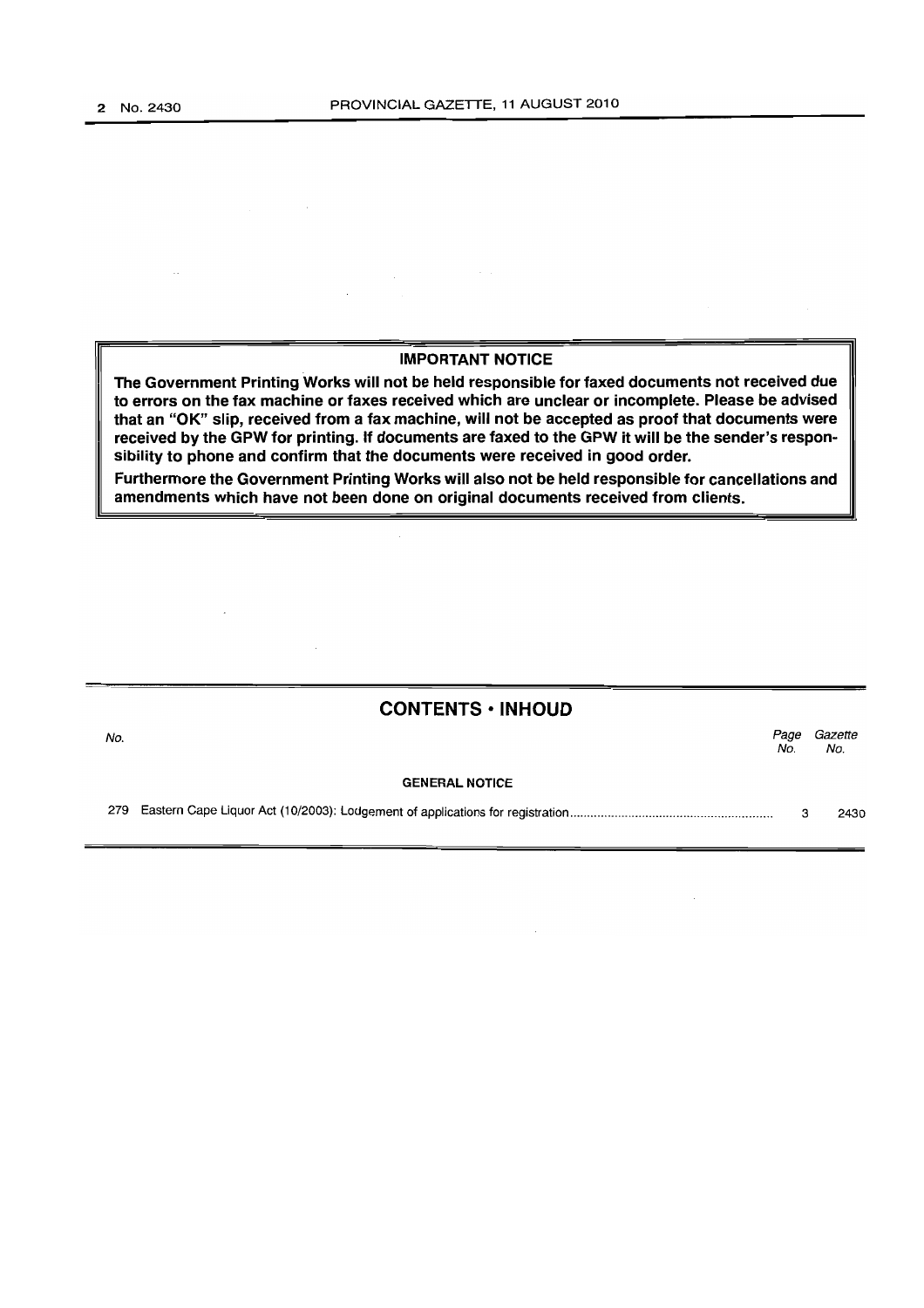**IMPORTANT NOTICE**

**The Government Printing Works will not be held responsible for faxed documents not received due to errors on the fax machine or faxes received which are unclear or incomplete. Please be advised that an "OK" slip, received from a fax machine, will not be accepted as proof that documents were received by the GPW for printing. If documents are faxed to the GPW it will be the sender's responsibility to phone and confirm that the documents were received in good order.**

**Furthermore the Government Printing Works will also not be held responsible for cancellations and amendments which have not been done on original documents received from clients.**

## CONTENTS • INHOUD

| *No.* | | *Page No.* | *Gazette No.* |
|---|---|---|---|
| | **GENERAL NOTICE** | | |
| 279 | Eastern Cape Liquor Act (10/2003): Lodgement of applications for registration | 3 | 2430 |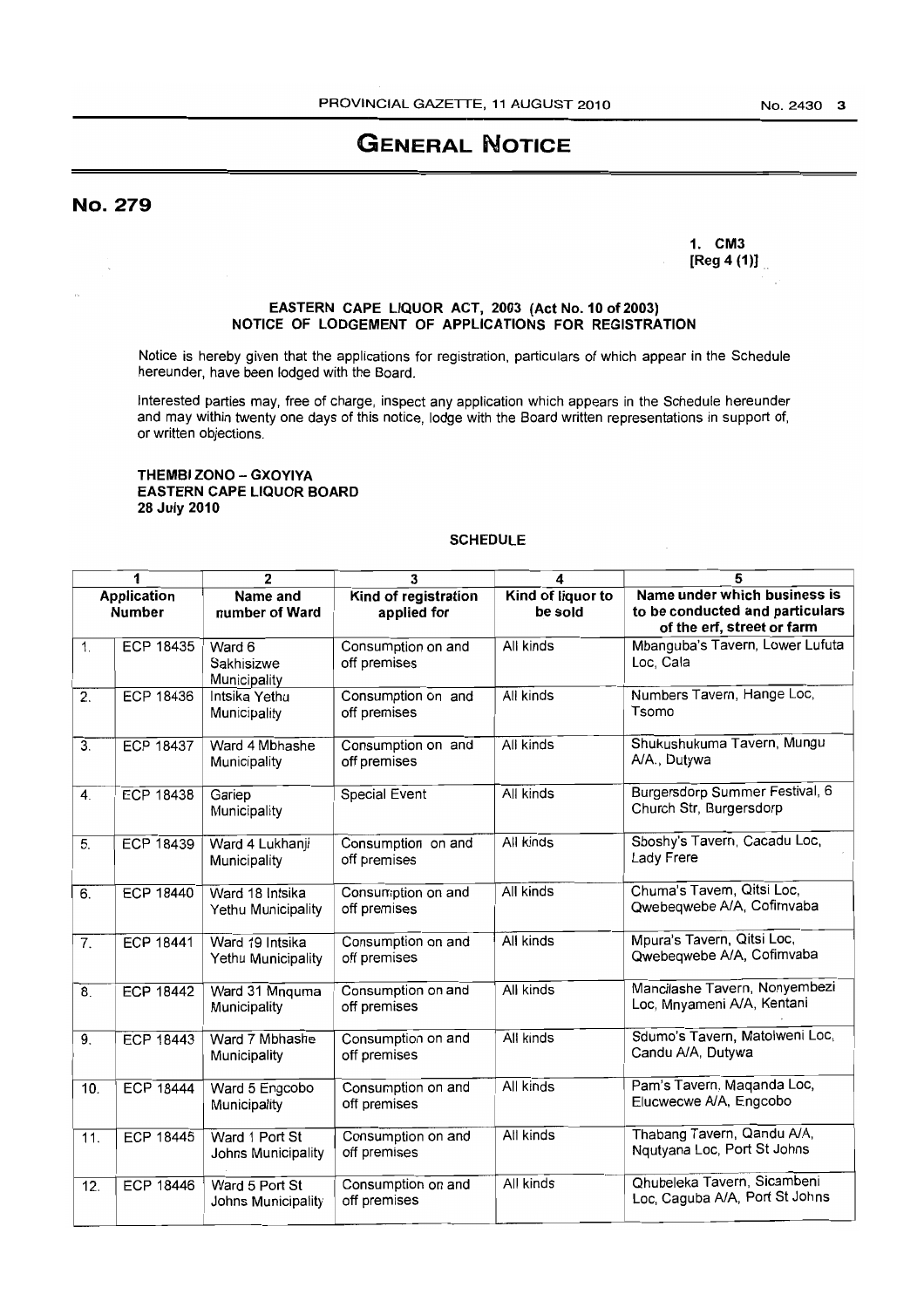# GENERAL NOTICE

## No. 279

1. CM3
[Reg 4 (1)]

**EASTERN CAPE LIQUOR ACT, 2003 (Act No. 10 of 2003)**
**NOTICE OF LODGEMENT OF APPLICATIONS FOR REGISTRATION**

Notice is hereby given that the applications for registration, particulars of which appear in the Schedule hereunder, have been lodged with the Board.

Interested parties may, free of charge, inspect any application which appears in the Schedule hereunder and may within twenty one days of this notice, lodge with the Board written representations in support of, or written objections.

**THEMBI ZONO – GXOYIYA**
**EASTERN CAPE LIQUOR BOARD**
**28 July 2010**

**SCHEDULE**

| 1 | | 2 | 3 | 4 | 5 |
|---|---|---|---|---|---|
| **Application Number** | | **Name and number of Ward** | **Kind of registration applied for** | **Kind of liquor to be sold** | **Name under which business is to be conducted and particulars of the erf, street or farm** |
| 1. | ECP 18435 | Ward 6 Sakhisizwe Municipality | Consumption on and off premises | All kinds | Mbanguba's Tavern, Lower Lufuta Loc, Cala |
| 2. | ECP 18436 | Intsika Yethu Municipality | Consumption on and off premises | All kinds | Numbers Tavern, Hange Loc, Tsomo |
| 3. | ECP 18437 | Ward 4 Mbhashe Municipality | Consumption on and off premises | All kinds | Shukushukuma Tavern, Mungu A/A., Dutywa |
| 4. | ECP 18438 | Gariep Municipality | Special Event | All kinds | Burgersdorp Summer Festival, 6 Church Str, Burgersdorp |
| 5. | ECP 18439 | Ward 4 Lukhanji Municipality | Consumption on and off premises | All kinds | Sboshy's Tavern, Cacadu Loc, Lady Frere |
| 6. | ECP 18440 | Ward 18 Intsika Yethu Municipality | Consumption on and off premises | All kinds | Chuma's Tavern, Qitsi Loc, Qwebeqwebe A/A, Cofimvaba |
| 7. | ECP 18441 | Ward 19 Intsika Yethu Municipality | Consumption on and off premises | All kinds | Mpura's Tavern, Qitsi Loc, Qwebeqwebe A/A, Cofimvaba |
| 8. | ECP 18442 | Ward 31 Mnquma Municipality | Consumption on and off premises | All kinds | Mancilashe Tavern, Nonyembezi Loc, Mnyameni A/A, Kentani |
| 9. | ECP 18443 | Ward 7 Mbhashe Municipality | Consumption on and off premises | All kinds | Sdumo's Tavern, Matolweni Loc, Candu A/A, Dutywa |
| 10. | ECP 18444 | Ward 5 Engcobo Municipality | Consumption on and off premises | All kinds | Pam's Tavern, Maqanda Loc, Elucwecwe A/A, Engcobo |
| 11. | ECP 18445 | Ward 1 Port St Johns Municipality | Consumption on and off premises | All kinds | Thabang Tavern, Qandu A/A, Nqutyana Loc, Port St Johns |
| 12. | ECP 18446 | Ward 5 Port St Johns Municipality | Consumption on and off premises | All kinds | Qhubeleka Tavern, Sicambeni Loc, Caguba A/A, Port St Johns |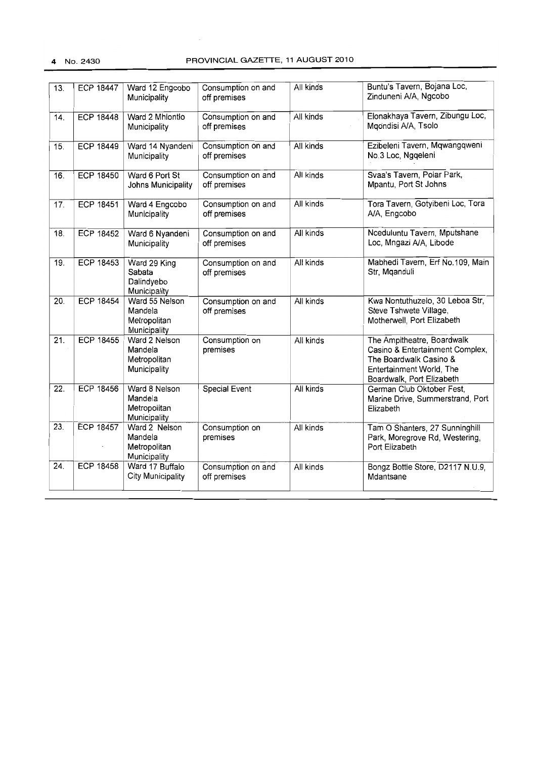| | | | | | |
|---|---|---|---|---|---|
| 13. | ECP 18447 | Ward 12 Engcobo Municipality | Consumption on and off premises | All kinds | Buntu's Tavern, Bojana Loc, Zinduneni A/A, Ngcobo |
| 14. | ECP 18448 | Ward 2 Mhlontlo Municipality | Consumption on and off premises | All kinds | Elonakhaya Tavern, Zibungu Loc, Mqondisi A/A, Tsolo |
| 15. | ECP 18449 | Ward 14 Nyandeni Municipality | Consumption on and off premises | All kinds | Ezibeleni Tavern, Mqwangqweni No.3 Loc, Ngqeleni |
| 16. | ECP 18450 | Ward 6 Port St Johns Municipality | Consumption on and off premises | All kinds | Svaa's Tavern, Polar Park, Mpantu, Port St Johns |
| 17. | ECP 18451 | Ward 4 Engcobo Municipality | Consumption on and off premises | All kinds | Tora Tavern, Gotyibeni Loc, Tora A/A, Engcobo |
| 18. | ECP 18452 | Ward 6 Nyandeni Municipality | Consumption on and off premises | All kinds | Nceduluntu Tavern, Mputshane Loc, Mngazi A/A, Libode |
| 19. | ECP 18453 | Ward 29 King Sabata Dalindyebo Municipality | Consumption on and off premises | All kinds | Mabhedi Tavern, Erf No.109, Main Str, Mqanduli |
| 20. | ECP 18454 | Ward 55 Nelson Mandela Metropolitan Municipality | Consumption on and off premises | All kinds | Kwa Nontuthuzelo, 30 Leboa Str, Steve Tshwete Village, Motherwell, Port Elizabeth |
| 21. | ECP 18455 | Ward 2 Nelson Mandela Metropolitan Municipality | Consumption on premises | All kinds | The Ampitheatre, Boardwalk Casino & Entertainment Complex, The Boardwalk Casino & Entertainment World, The Boardwalk, Port Elizabeth |
| 22. | ECP 18456 | Ward 8 Nelson Mandela Metropolitan Municipality | Special Event | All kinds | German Club Oktober Fest, Marine Drive, Summerstrand, Port Elizabeth |
| 23. | ECP 18457 | Ward 2 Nelson Mandela Metropolitan Municipality | Consumption on premises | All kinds | Tam O Shanters, 27 Sunninghill Park, Moregrove Rd, Westering, Port Elizabeth |
| 24. | ECP 18458 | Ward 17 Buffalo City Municipality | Consumption on and off premises | All kinds | Bongz Bottle Store, D2117 N.U.9, Mdantsane |